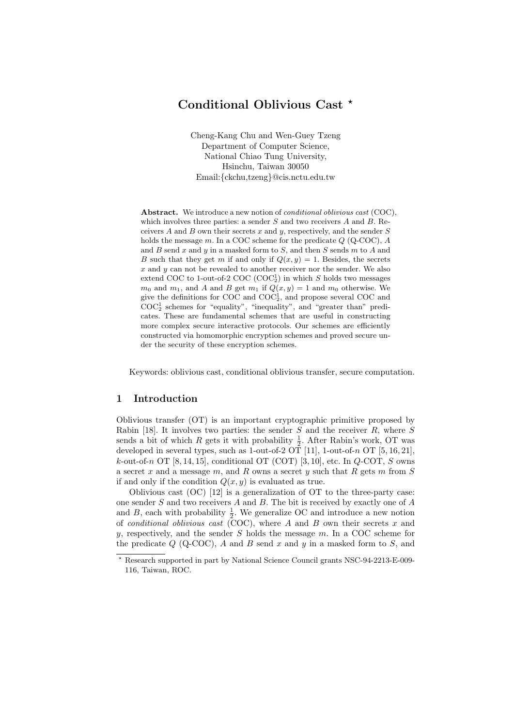# Conditional Oblivious Cast ⋆

Cheng-Kang Chu and Wen-Guey Tzeng
Department of Computer Science,
National Chiao Tung University,
Hsinchu, Taiwan 30050
Email:{ckchu,tzeng}@cis.nctu.edu.tw

**Abstract.** We introduce a new notion of *conditional oblivious cast* (COC), which involves three parties: a sender $S$ and two receivers $A$ and $B$. Receivers $A$ and $B$ own their secrets $x$ and $y$, respectively, and the sender $S$ holds the message $m$. In a COC scheme for the predicate $Q$ (Q-COC), $A$ and $B$ send $x$ and $y$ in a masked form to $S$, and then $S$ sends $m$ to $A$ and $B$ such that they get $m$ if and only if $Q(x, y) = 1$. Besides, the secrets $x$ and $y$ can not be revealed to another receiver nor the sender. We also extend COC to 1-out-of-2 COC ($\mathrm{COC}_2^1$) in which $S$ holds two messages $m_0$ and $m_1$, and $A$ and $B$ get $m_1$ if $Q(x, y) = 1$ and $m_0$ otherwise. We give the definitions for COC and $\mathrm{COC}_2^1$, and propose several COC and $\mathrm{COC}_2^1$ schemes for "equality", "inequality", and "greater than" predicates. These are fundamental schemes that are useful in constructing more complex secure interactive protocols. Our schemes are efficiently constructed via homomorphic encryption schemes and proved secure under the security of these encryption schemes.

Keywords: oblivious cast, conditional oblivious transfer, secure computation.

## 1 Introduction

Oblivious transfer (OT) is an important cryptographic primitive proposed by Rabin [18]. It involves two parties: the sender $S$ and the receiver $R$, where $S$ sends a bit of which $R$ gets it with probability $\frac{1}{2}$. After Rabin's work, OT was developed in several types, such as 1-out-of-2 OT [11], 1-out-of-$n$ OT [5, 16, 21], $k$-out-of-$n$ OT [8, 14, 15], conditional OT (COT) [3, 10], etc. In $Q$-COT, $S$ owns a secret $x$ and a message $m$, and $R$ owns a secret $y$ such that $R$ gets $m$ from $S$ if and only if the condition $Q(x, y)$ is evaluated as true.

Oblivious cast (OC) [12] is a generalization of OT to the three-party case: one sender $S$ and two receivers $A$ and $B$. The bit is received by exactly one of $A$ and $B$, each with probability $\frac{1}{2}$. We generalize OC and introduce a new notion of *conditional oblivious cast* (COC), where $A$ and $B$ own their secrets $x$ and $y$, respectively, and the sender $S$ holds the message $m$. In a COC scheme for the predicate $Q$ (Q-COC), $A$ and $B$ send $x$ and $y$ in a masked form to $S$, and

⋆ Research supported in part by National Science Council grants NSC-94-2213-E-009-116, Taiwan, ROC.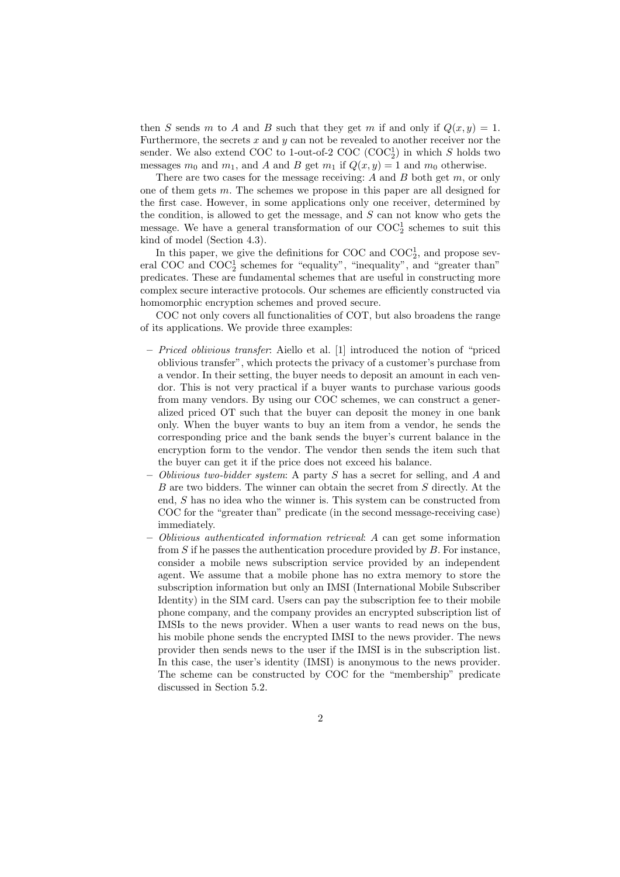then $S$ sends $m$ to $A$ and $B$ such that they get $m$ if and only if $Q(x, y) = 1$. Furthermore, the secrets $x$ and $y$ can not be revealed to another receiver nor the sender. We also extend COC to 1-out-of-2 COC ($\text{COC}_2^1$) in which $S$ holds two messages $m_0$ and $m_1$, and $A$ and $B$ get $m_1$ if $Q(x, y) = 1$ and $m_0$ otherwise.

There are two cases for the message receiving: $A$ and $B$ both get $m$, or only one of them gets $m$. The schemes we propose in this paper are all designed for the first case. However, in some applications only one receiver, determined by the condition, is allowed to get the message, and $S$ can not know who gets the message. We have a general transformation of our $\text{COC}_2^1$ schemes to suit this kind of model (Section 4.3).

In this paper, we give the definitions for COC and $\text{COC}_2^1$, and propose several COC and $\text{COC}_2^1$ schemes for "equality", "inequality", and "greater than" predicates. These are fundamental schemes that are useful in constructing more complex secure interactive protocols. Our schemes are efficiently constructed via homomorphic encryption schemes and proved secure.

COC not only covers all functionalities of COT, but also broadens the range of its applications. We provide three examples:

- *Priced oblivious transfer*: Aiello et al. [1] introduced the notion of "priced oblivious transfer", which protects the privacy of a customer's purchase from a vendor. In their setting, the buyer needs to deposit an amount in each vendor. This is not very practical if a buyer wants to purchase various goods from many vendors. By using our COC schemes, we can construct a generalized priced OT such that the buyer can deposit the money in one bank only. When the buyer wants to buy an item from a vendor, he sends the corresponding price and the bank sends the buyer's current balance in the encryption form to the vendor. The vendor then sends the item such that the buyer can get it if the price does not exceed his balance.
- *Oblivious two-bidder system*: A party $S$ has a secret for selling, and $A$ and $B$ are two bidders. The winner can obtain the secret from $S$ directly. At the end, $S$ has no idea who the winner is. This system can be constructed from COC for the "greater than" predicate (in the second message-receiving case) immediately.
- *Oblivious authenticated information retrieval*: $A$ can get some information from $S$ if he passes the authentication procedure provided by $B$. For instance, consider a mobile news subscription service provided by an independent agent. We assume that a mobile phone has no extra memory to store the subscription information but only an IMSI (International Mobile Subscriber Identity) in the SIM card. Users can pay the subscription fee to their mobile phone company, and the company provides an encrypted subscription list of IMSIs to the news provider. When a user wants to read news on the bus, his mobile phone sends the encrypted IMSI to the news provider. The news provider then sends news to the user if the IMSI is in the subscription list. In this case, the user's identity (IMSI) is anonymous to the news provider. The scheme can be constructed by COC for the "membership" predicate discussed in Section 5.2.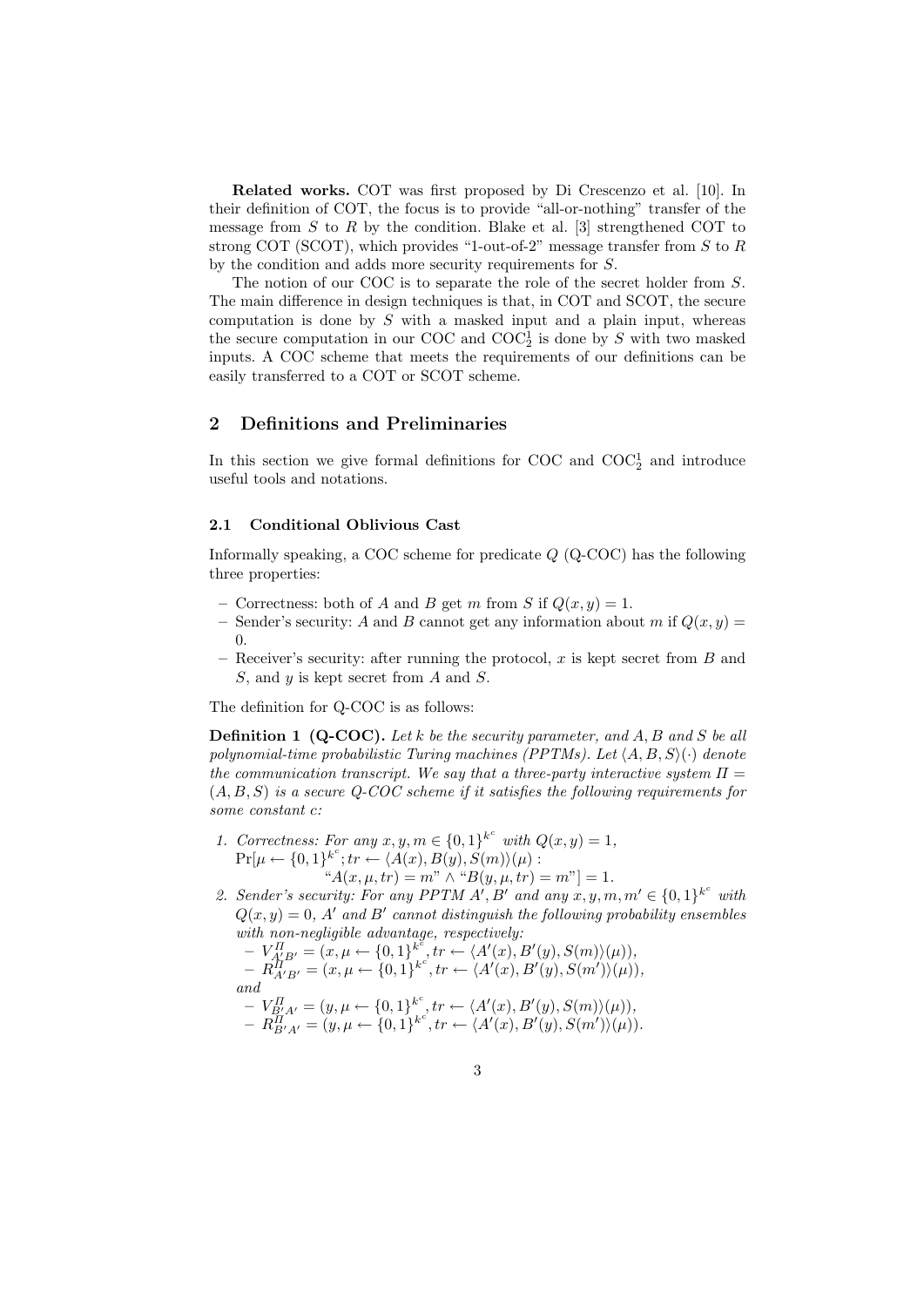**Related works.** COT was first proposed by Di Crescenzo et al. [10]. In their definition of COT, the focus is to provide "all-or-nothing" transfer of the message from $S$ to $R$ by the condition. Blake et al. [3] strengthened COT to strong COT (SCOT), which provides "1-out-of-2" message transfer from $S$ to $R$ by the condition and adds more security requirements for $S$.

The notion of our COC is to separate the role of the secret holder from $S$. The main difference in design techniques is that, in COT and SCOT, the secure computation is done by $S$ with a masked input and a plain input, whereas the secure computation in our COC and $\text{COC}_2^1$ is done by $S$ with two masked inputs. A COC scheme that meets the requirements of our definitions can be easily transferred to a COT or SCOT scheme.

## 2 Definitions and Preliminaries

In this section we give formal definitions for COC and $\text{COC}_2^1$ and introduce useful tools and notations.

### 2.1 Conditional Oblivious Cast

Informally speaking, a COC scheme for predicate $Q$ (Q-COC) has the following three properties:

- Correctness: both of $A$ and $B$ get $m$ from $S$ if $Q(x, y) = 1$.
- Sender's security: $A$ and $B$ cannot get any information about $m$ if $Q(x, y) = 0$.
- Receiver's security: after running the protocol, $x$ is kept secret from $B$ and $S$, and $y$ is kept secret from $A$ and $S$.

The definition for Q-COC is as follows:

**Definition 1 (Q-COC).** *Let $k$ be the security parameter, and $A, B$ and $S$ be all polynomial-time probabilistic Turing machines (PPTMs). Let $\langle A, B, S\rangle(\cdot)$ denote the communication transcript. We say that a three-party interactive system $\Pi = (A, B, S)$ is a secure Q-COC scheme if it satisfies the following requirements for some constant $c$:*

1. *Correctness: For any $x, y, m \in \{0,1\}^{k^c}$ with $Q(x, y) = 1$,*
   $\Pr[\mu \leftarrow \{0,1\}^{k^c}; tr \leftarrow \langle A(x), B(y), S(m)\rangle(\mu) :$
   $\text{"}A(x, \mu, tr) = m\text{"} \wedge \text{"}B(y, \mu, tr) = m\text{"}] = 1.$
2. *Sender's security: For any PPTM $A', B'$ and any $x, y, m, m' \in \{0,1\}^{k^c}$ with $Q(x, y) = 0$, $A'$ and $B'$ cannot distinguish the following probability ensembles with non-negligible advantage, respectively:*
   - $V_{A'B'}^{\Pi} = (x, \mu \leftarrow \{0,1\}^{k^c}, tr \leftarrow \langle A'(x), B'(y), S(m)\rangle(\mu)),$
   - $R_{A'B'}^{\Pi} = (x, \mu \leftarrow \{0,1\}^{k^c}, tr \leftarrow \langle A'(x), B'(y), S(m')\rangle(\mu)),$

   *and*
   - $V_{B'A'}^{\Pi} = (y, \mu \leftarrow \{0,1\}^{k^c}, tr \leftarrow \langle A'(x), B'(y), S(m)\rangle(\mu)),$
   - $R_{B'A'}^{\Pi} = (y, \mu \leftarrow \{0,1\}^{k^c}, tr \leftarrow \langle A'(x), B'(y), S(m')\rangle(\mu)).$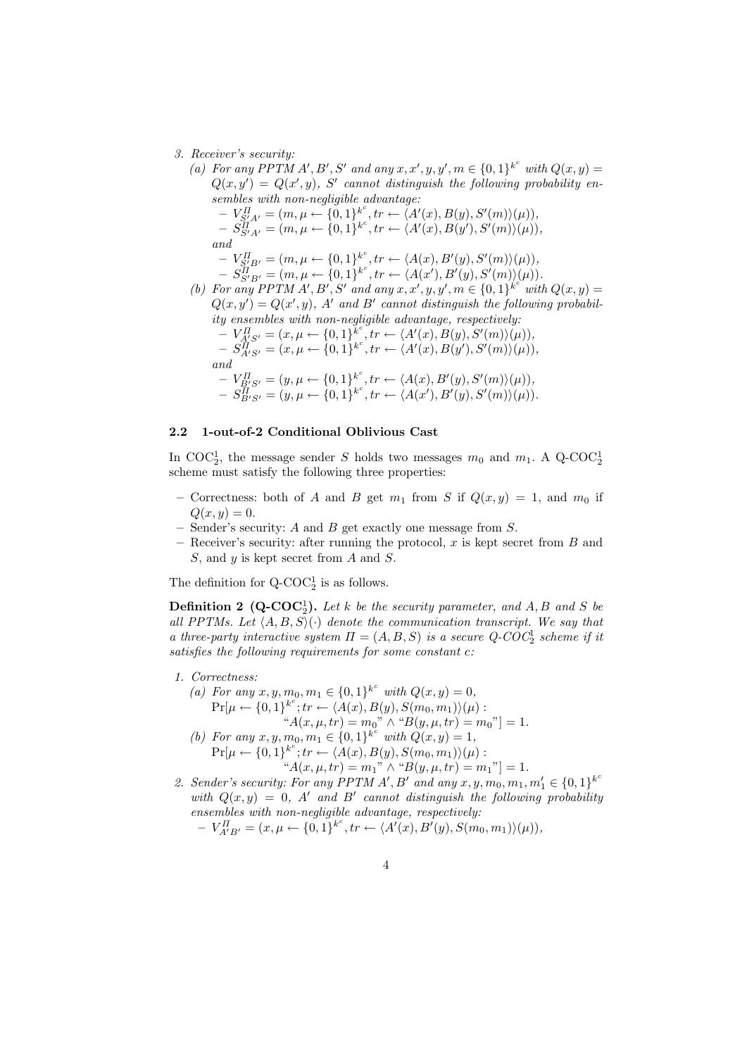3. *Receiver's security:*
   (a) *For any PPTM $A', B', S'$ and any $x, x', y, y', m \in \{0,1\}^{k^c}$ with $Q(x,y) = Q(x,y') = Q(x',y)$, $S'$ cannot distinguish the following probability ensembles with non-negligible advantage:*
      - $V^{\Pi}_{S'A'} = (m, \mu \leftarrow \{0,1\}^{k^c}, tr \leftarrow \langle A'(x), B(y), S'(m)\rangle(\mu))$,
      - $S^{\Pi}_{S'A'} = (m, \mu \leftarrow \{0,1\}^{k^c}, tr \leftarrow \langle A'(x), B(y'), S'(m)\rangle(\mu))$,

      *and*
      - $V^{\Pi}_{S'B'} = (m, \mu \leftarrow \{0,1\}^{k^c}, tr \leftarrow \langle A(x), B'(y), S'(m)\rangle(\mu))$,
      - $S^{\Pi}_{S'B'} = (m, \mu \leftarrow \{0,1\}^{k^c}, tr \leftarrow \langle A(x'), B'(y), S'(m)\rangle(\mu))$.

   (b) *For any PPTM $A', B', S'$ and any $x, x', y, y', m \in \{0,1\}^{k^c}$ with $Q(x,y) = Q(x,y') = Q(x',y)$, $A'$ and $B'$ cannot distinguish the following probability ensembles with non-negligible advantage, respectively:*
      - $V^{\Pi}_{A'S'} = (x, \mu \leftarrow \{0,1\}^{k^c}, tr \leftarrow \langle A'(x), B(y), S'(m)\rangle(\mu))$,
      - $S^{\Pi}_{A'S'} = (x, \mu \leftarrow \{0,1\}^{k^c}, tr \leftarrow \langle A'(x), B(y'), S'(m)\rangle(\mu))$,

      *and*
      - $V^{\Pi}_{B'S'} = (y, \mu \leftarrow \{0,1\}^{k^c}, tr \leftarrow \langle A(x), B'(y), S'(m)\rangle(\mu))$,
      - $S^{\Pi}_{B'S'} = (y, \mu \leftarrow \{0,1\}^{k^c}, tr \leftarrow \langle A(x'), B'(y), S'(m)\rangle(\mu))$.

### 2.2 1-out-of-2 Conditional Oblivious Cast

In $\mathrm{COC}^1_2$, the message sender $S$ holds two messages $m_0$ and $m_1$. A Q-$\mathrm{COC}^1_2$ scheme must satisfy the following three properties:

- Correctness: both of $A$ and $B$ get $m_1$ from $S$ if $Q(x,y) = 1$, and $m_0$ if $Q(x,y) = 0$.
- Sender's security: $A$ and $B$ get exactly one message from $S$.
- Receiver's security: after running the protocol, $x$ is kept secret from $B$ and $S$, and $y$ is kept secret from $A$ and $S$.

The definition for Q-$\mathrm{COC}^1_2$ is as follows.

**Definition 2 (Q-$\mathrm{COC}^1_2$).** *Let $k$ be the security parameter, and $A, B$ and $S$ be all PPTMs. Let $\langle A, B, S\rangle(\cdot)$ denote the communication transcript. We say that a three-party interactive system $\Pi = (A, B, S)$ is a secure Q-$COC^1_2$ scheme if it satisfies the following requirements for some constant $c$:*

1. *Correctness:*
   (a) *For any $x, y, m_0, m_1 \in \{0,1\}^{k^c}$ with $Q(x,y) = 0$,*
   $$\Pr[\mu \leftarrow \{0,1\}^{k^c}; tr \leftarrow \langle A(x), B(y), S(m_0, m_1)\rangle(\mu) : \text{“}A(x,\mu,tr) = m_0\text{”} \wedge \text{“}B(y,\mu,tr) = m_0\text{”}] = 1.$$
   (b) *For any $x, y, m_0, m_1 \in \{0,1\}^{k^c}$ with $Q(x,y) = 1$,*
   $$\Pr[\mu \leftarrow \{0,1\}^{k^c}; tr \leftarrow \langle A(x), B(y), S(m_0, m_1)\rangle(\mu) : \text{“}A(x,\mu,tr) = m_1\text{”} \wedge \text{“}B(y,\mu,tr) = m_1\text{”}] = 1.$$
2. *Sender's security: For any PPTM $A', B'$ and any $x, y, m_0, m_1, m_1' \in \{0,1\}^{k^c}$ with $Q(x,y) = 0$, $A'$ and $B'$ cannot distinguish the following probability ensembles with non-negligible advantage, respectively:*
   - $V^{\Pi}_{A'B'} = (x, \mu \leftarrow \{0,1\}^{k^c}, tr \leftarrow \langle A'(x), B'(y), S(m_0, m_1)\rangle(\mu))$,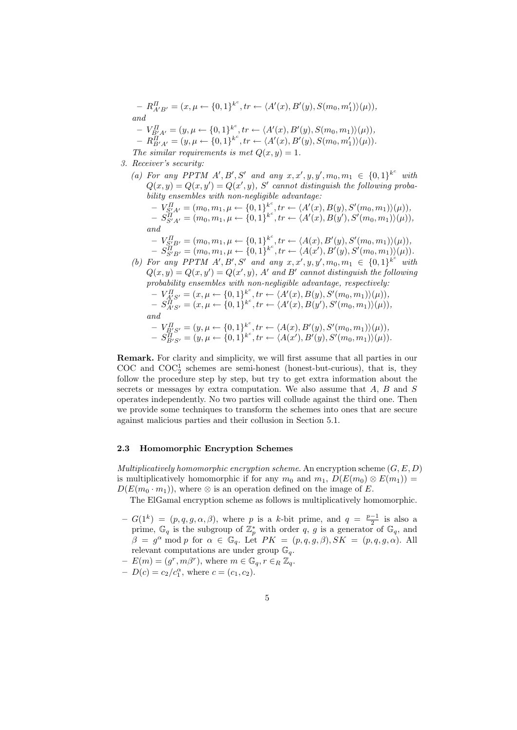- $R^{\Pi}_{A'B'} = (x, \mu \leftarrow \{0,1\}^{k^c}, tr \leftarrow \langle A'(x), B'(y), S(m_0, m'_1)\rangle(\mu))$,

*and*

- $V^{\Pi}_{B'A'} = (y, \mu \leftarrow \{0,1\}^{k^c}, tr \leftarrow \langle A'(x), B'(y), S(m_0, m_1)\rangle(\mu))$,
- $R^{\Pi}_{B'A'} = (y, \mu \leftarrow \{0,1\}^{k^c}, tr \leftarrow \langle A'(x), B'(y), S(m_0, m'_1)\rangle(\mu))$.

*The similar requirements is met $Q(x, y) = 1$.*

3. *Receiver's security:*
   (a) *For any PPTM $A', B', S'$ and any $x, x', y, y', m_0, m_1 \in \{0,1\}^{k^c}$ with $Q(x, y) = Q(x, y') = Q(x', y)$, $S'$ cannot distinguish the following probability ensembles with non-negligible advantage:*
   - $V^{\Pi}_{S'A'} = (m_0, m_1, \mu \leftarrow \{0,1\}^{k^c}, tr \leftarrow \langle A'(x), B(y), S'(m_0, m_1)\rangle(\mu))$,
   - $S^{\Pi}_{S'A'} = (m_0, m_1, \mu \leftarrow \{0,1\}^{k^c}, tr \leftarrow \langle A'(x), B(y'), S'(m_0, m_1)\rangle(\mu))$,

   *and*

   - $V^{\Pi}_{S'B'} = (m_0, m_1, \mu \leftarrow \{0,1\}^{k^c}, tr \leftarrow \langle A(x), B'(y), S'(m_0, m_1)\rangle(\mu))$,
   - $S^{\Pi}_{S'B'} = (m_0, m_1, \mu \leftarrow \{0,1\}^{k^c}, tr \leftarrow \langle A(x'), B'(y), S'(m_0, m_1)\rangle(\mu))$.

   (b) *For any PPTM $A', B', S'$ and any $x, x', y, y', m_0, m_1 \in \{0,1\}^{k^c}$ with $Q(x, y) = Q(x, y') = Q(x', y)$, $A'$ and $B'$ cannot distinguish the following probability ensembles with non-negligible advantage, respectively:*
   - $V^{\Pi}_{A'S'} = (x, \mu \leftarrow \{0,1\}^{k^c}, tr \leftarrow \langle A'(x), B(y), S'(m_0, m_1)\rangle(\mu))$,
   - $S^{\Pi}_{A'S'} = (x, \mu \leftarrow \{0,1\}^{k^c}, tr \leftarrow \langle A'(x), B(y'), S'(m_0, m_1)\rangle(\mu))$,

   *and*

   - $V^{\Pi}_{B'S'} = (y, \mu \leftarrow \{0,1\}^{k^c}, tr \leftarrow \langle A(x), B'(y), S'(m_0, m_1)\rangle(\mu))$,
   - $S^{\Pi}_{B'S'} = (y, \mu \leftarrow \{0,1\}^{k^c}, tr \leftarrow \langle A(x'), B'(y), S'(m_0, m_1)\rangle(\mu))$.

**Remark.** For clarity and simplicity, we will first assume that all parties in our COC and $\text{COC}^1_2$ schemes are semi-honest (honest-but-curious), that is, they follow the procedure step by step, but try to get extra information about the secrets or messages by extra computation. We also assume that $A$, $B$ and $S$ operates independently. No two parties will collude against the third one. Then we provide some techniques to transform the schemes into ones that are secure against malicious parties and their collusion in Section 5.1.

### 2.3 Homomorphic Encryption Schemes

*Multiplicatively homomorphic encryption scheme*. An encryption scheme $(G, E, D)$ is multiplicatively homomorphic if for any $m_0$ and $m_1$, $D(E(m_0) \otimes E(m_1)) = D(E(m_0 \cdot m_1))$, where $\otimes$ is an operation defined on the image of $E$.

The ElGamal encryption scheme as follows is multiplicatively homomorphic.

- $G(1^k) = (p, q, g, \alpha, \beta)$, where $p$ is a $k$-bit prime, and $q = \frac{p-1}{2}$ is also a prime, $\mathbb{G}_q$ is the subgroup of $\mathbb{Z}^*_p$ with order $q$, $g$ is a generator of $\mathbb{G}_q$, and $\beta = g^{\alpha} \bmod p$ for $\alpha \in \mathbb{G}_q$. Let $PK = (p, q, g, \beta), SK = (p, q, g, \alpha)$. All relevant computations are under group $\mathbb{G}_q$.
- $E(m) = (g^r, m\beta^r)$, where $m \in \mathbb{G}_q, r \in_R \mathbb{Z}_q$.
- $D(c) = c_2/c_1^{\alpha}$, where $c = (c_1, c_2)$.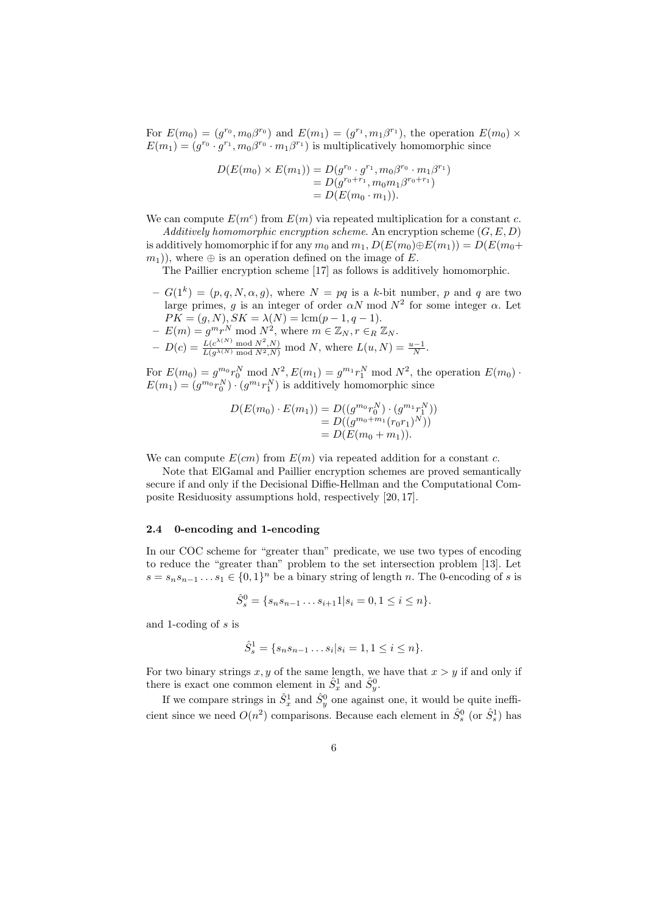For $E(m_0) = (g^{r_0}, m_0\beta^{r_0})$ and $E(m_1) = (g^{r_1}, m_1\beta^{r_1})$, the operation $E(m_0) \times E(m_1) = (g^{r_0} \cdot g^{r_1}, m_0\beta^{r_0} \cdot m_1\beta^{r_1})$ is multiplicatively homomorphic since

$$
\begin{aligned}
D(E(m_0) \times E(m_1)) &= D(g^{r_0} \cdot g^{r_1}, m_0\beta^{r_0} \cdot m_1\beta^{r_1}) \\
&= D(g^{r_0+r_1}, m_0 m_1 \beta^{r_0+r_1}) \\
&= D(E(m_0 \cdot m_1)).
\end{aligned}
$$

We can compute $E(m^c)$ from $E(m)$ via repeated multiplication for a constant $c$.

*Additively homomorphic encryption scheme.* An encryption scheme $(G, E, D)$ is additively homomorphic if for any $m_0$ and $m_1$, $D(E(m_0) \oplus E(m_1)) = D(E(m_0 + m_1))$, where $\oplus$ is an operation defined on the image of $E$.

The Paillier encryption scheme [17] as follows is additively homomorphic.

- $G(1^k) = (p, q, N, \alpha, g)$, where $N = pq$ is a $k$-bit number, $p$ and $q$ are two large primes, $g$ is an integer of order $\alpha N \bmod N^2$ for some integer $\alpha$. Let $PK = (g, N), SK = \lambda(N) = \mathrm{lcm}(p-1, q-1)$.
- $E(m) = g^m r^N \bmod N^2$, where $m \in \mathbb{Z}_N, r \in_R \mathbb{Z}_N$.
- $D(c) = \frac{L(c^{\lambda(N)} \bmod N^2, N)}{L(g^{\lambda(N)} \bmod N^2, N)} \bmod N$, where $L(u, N) = \frac{u-1}{N}$.

For $E(m_0) = g^{m_0} r_0^N \bmod N^2, E(m_1) = g^{m_1} r_1^N \bmod N^2$, the operation $E(m_0) \cdot E(m_1) = (g^{m_0} r_0^N) \cdot (g^{m_1} r_1^N)$ is additively homomorphic since

$$
\begin{aligned}
D(E(m_0) \cdot E(m_1)) &= D((g^{m_0} r_0^N) \cdot (g^{m_1} r_1^N)) \\
&= D((g^{m_0+m_1} (r_0 r_1)^N)) \\
&= D(E(m_0 + m_1)).
\end{aligned}
$$

We can compute $E(cm)$ from $E(m)$ via repeated addition for a constant $c$.

Note that ElGamal and Paillier encryption schemes are proved semantically secure if and only if the Decisional Diffie-Hellman and the Computational Composite Residuosity assumptions hold, respectively [20, 17].

### 2.4 0-encoding and 1-encoding

In our COC scheme for "greater than" predicate, we use two types of encoding to reduce the "greater than" problem to the set intersection problem [13]. Let $s = s_n s_{n-1} \dots s_1 \in \{0, 1\}^n$ be a binary string of length $n$. The 0-encoding of $s$ is

$$\hat{S}_s^0 = \{s_n s_{n-1} \dots s_{i+1} 1 | s_i = 0, 1 \leq i \leq n\}.$$

and 1-coding of $s$ is

$$\hat{S}_s^1 = \{s_n s_{n-1} \dots s_i | s_i = 1, 1 \leq i \leq n\}.$$

For two binary strings $x, y$ of the same length, we have that $x > y$ if and only if there is exact one common element in $\hat{S}_x^1$ and $\hat{S}_y^0$.

If we compare strings in $\hat{S}_x^1$ and $\hat{S}_y^0$ one against one, it would be quite inefficient since we need $O(n^2)$ comparisons. Because each element in $\hat{S}_s^0$ (or $\hat{S}_s^1$) has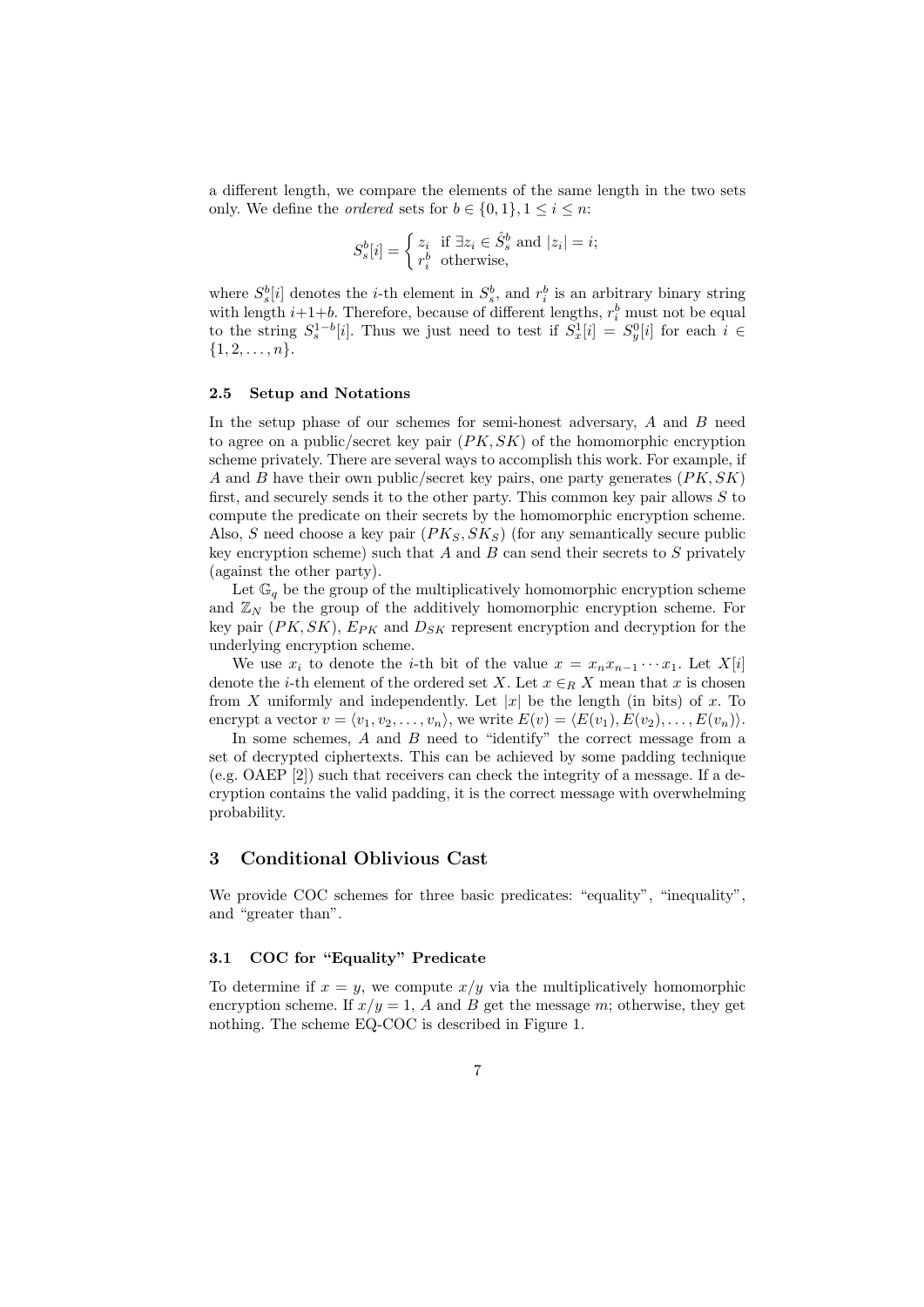a different length, we compare the elements of the same length in the two sets only. We define the *ordered* sets for $b \in \{0,1\}, 1 \le i \le n$:

$$S_s^b[i] = \begin{cases} z_i & \text{if } \exists z_i \in \hat{S}_s^b \text{ and } |z_i| = i; \\ r_i^b & \text{otherwise,} \end{cases}$$

where $S_s^b[i]$ denotes the $i$-th element in $S_s^b$, and $r_i^b$ is an arbitrary binary string with length $i{+}1{+}b$. Therefore, because of different lengths, $r_i^b$ must not be equal to the string $S_s^{1-b}[i]$. Thus we just need to test if $S_x^1[i] = S_y^0[i]$ for each $i \in \{1, 2, \ldots, n\}$.

### 2.5 Setup and Notations

In the setup phase of our schemes for semi-honest adversary, $A$ and $B$ need to agree on a public/secret key pair $(PK, SK)$ of the homomorphic encryption scheme privately. There are several ways to accomplish this work. For example, if $A$ and $B$ have their own public/secret key pairs, one party generates $(PK, SK)$ first, and securely sends it to the other party. This common key pair allows $S$ to compute the predicate on their secrets by the homomorphic encryption scheme. Also, $S$ need choose a key pair $(PK_S, SK_S)$ (for any semantically secure public key encryption scheme) such that $A$ and $B$ can send their secrets to $S$ privately (against the other party).

Let $\mathbb{G}_q$ be the group of the multiplicatively homomorphic encryption scheme and $\mathbb{Z}_N$ be the group of the additively homomorphic encryption scheme. For key pair $(PK, SK)$, $E_{PK}$ and $D_{SK}$ represent encryption and decryption for the underlying encryption scheme.

We use $x_i$ to denote the $i$-th bit of the value $x = x_n x_{n-1} \cdots x_1$. Let $X[i]$ denote the $i$-th element of the ordered set $X$. Let $x \in_R X$ mean that $x$ is chosen from $X$ uniformly and independently. Let $|x|$ be the length (in bits) of $x$. To encrypt a vector $v = \langle v_1, v_2, \ldots, v_n \rangle$, we write $E(v) = \langle E(v_1), E(v_2), \ldots, E(v_n) \rangle$.

In some schemes, $A$ and $B$ need to "identify" the correct message from a set of decrypted ciphertexts. This can be achieved by some padding technique (e.g. OAEP [2]) such that receivers can check the integrity of a message. If a decryption contains the valid padding, it is the correct message with overwhelming probability.

## 3 Conditional Oblivious Cast

We provide COC schemes for three basic predicates: "equality", "inequality", and "greater than".

### 3.1 COC for "Equality" Predicate

To determine if $x = y$, we compute $x/y$ via the multiplicatively homomorphic encryption scheme. If $x/y = 1$, $A$ and $B$ get the message $m$; otherwise, they get nothing. The scheme EQ-COC is described in Figure 1.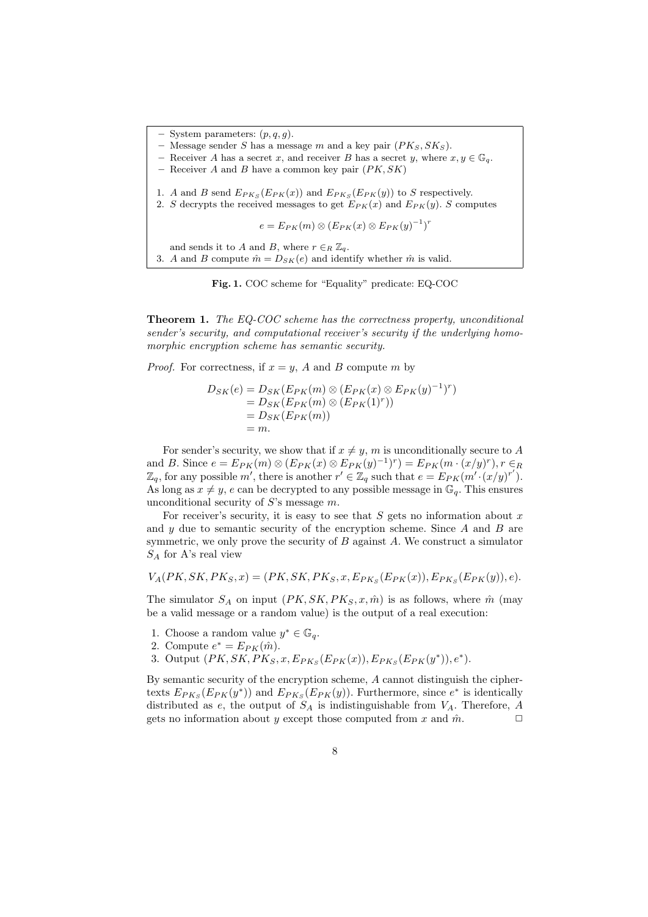- System parameters: $(p, q, g)$.
- Message sender $S$ has a message $m$ and a key pair $(PK_S, SK_S)$.
- Receiver $A$ has a secret $x$, and receiver $B$ has a secret $y$, where $x, y \in \mathbb{G}_q$.
- Receiver $A$ and $B$ have a common key pair $(PK, SK)$

1. $A$ and $B$ send $E_{PK_S}(E_{PK}(x))$ and $E_{PK_S}(E_{PK}(y))$ to $S$ respectively.
2. $S$ decrypts the received messages to get $E_{PK}(x)$ and $E_{PK}(y)$. $S$ computes

$$e = E_{PK}(m) \otimes (E_{PK}(x) \otimes E_{PK}(y)^{-1})^r$$

and sends it to $A$ and $B$, where $r \in_R \mathbb{Z}_q$.

3. $A$ and $B$ compute $\hat{m} = D_{SK}(e)$ and identify whether $\hat{m}$ is valid.

**Fig. 1.** COC scheme for "Equality" predicate: EQ-COC

**Theorem 1.** *The EQ-COC scheme has the correctness property, unconditional sender's security, and computational receiver's security if the underlying homomorphic encryption scheme has semantic security.*

*Proof.* For correctness, if $x = y$, $A$ and $B$ compute $m$ by

$$\begin{aligned} D_{SK}(e) &= D_{SK}(E_{PK}(m) \otimes (E_{PK}(x) \otimes E_{PK}(y)^{-1})^r) \\ &= D_{SK}(E_{PK}(m) \otimes (E_{PK}(1)^r)) \\ &= D_{SK}(E_{PK}(m)) \\ &= m. \end{aligned}$$

For sender's security, we show that if $x \neq y$, $m$ is unconditionally secure to $A$ and $B$. Since $e = E_{PK}(m) \otimes (E_{PK}(x) \otimes E_{PK}(y)^{-1})^r) = E_{PK}(m \cdot (x/y)^r), r \in_R \mathbb{Z}_q$, for any possible $m'$, there is another $r' \in \mathbb{Z}_q$ such that $e = E_{PK}(m' \cdot (x/y)^{r'})$. As long as $x \neq y$, $e$ can be decrypted to any possible message in $\mathbb{G}_q$. This ensures unconditional security of $S$'s message $m$.

For receiver's security, it is easy to see that $S$ gets no information about $x$ and $y$ due to semantic security of the encryption scheme. Since $A$ and $B$ are symmetric, we only prove the security of $B$ against $A$. We construct a simulator $S_A$ for A's real view

$$V_A(PK, SK, PK_S, x) = (PK, SK, PK_S, x, E_{PK_S}(E_{PK}(x)), E_{PK_S}(E_{PK}(y)), e).$$

The simulator $S_A$ on input $(PK, SK, PK_S, x, \hat{m})$ is as follows, where $\hat{m}$ (may be a valid message or a random value) is the output of a real execution:

1. Choose a random value $y^* \in \mathbb{G}_q$.
2. Compute $e^* = E_{PK}(\hat{m})$.
3. Output $(PK, SK, PK_S, x, E_{PK_S}(E_{PK}(x)), E_{PK_S}(E_{PK}(y^*)), e^*)$.

By semantic security of the encryption scheme, $A$ cannot distinguish the ciphertexts $E_{PK_S}(E_{PK}(y^*))$ and $E_{PK_S}(E_{PK}(y))$. Furthermore, since $e^*$ is identically distributed as $e$, the output of $S_A$ is indistinguishable from $V_A$. Therefore, $A$ gets no information about $y$ except those computed from $x$ and $\hat{m}$. □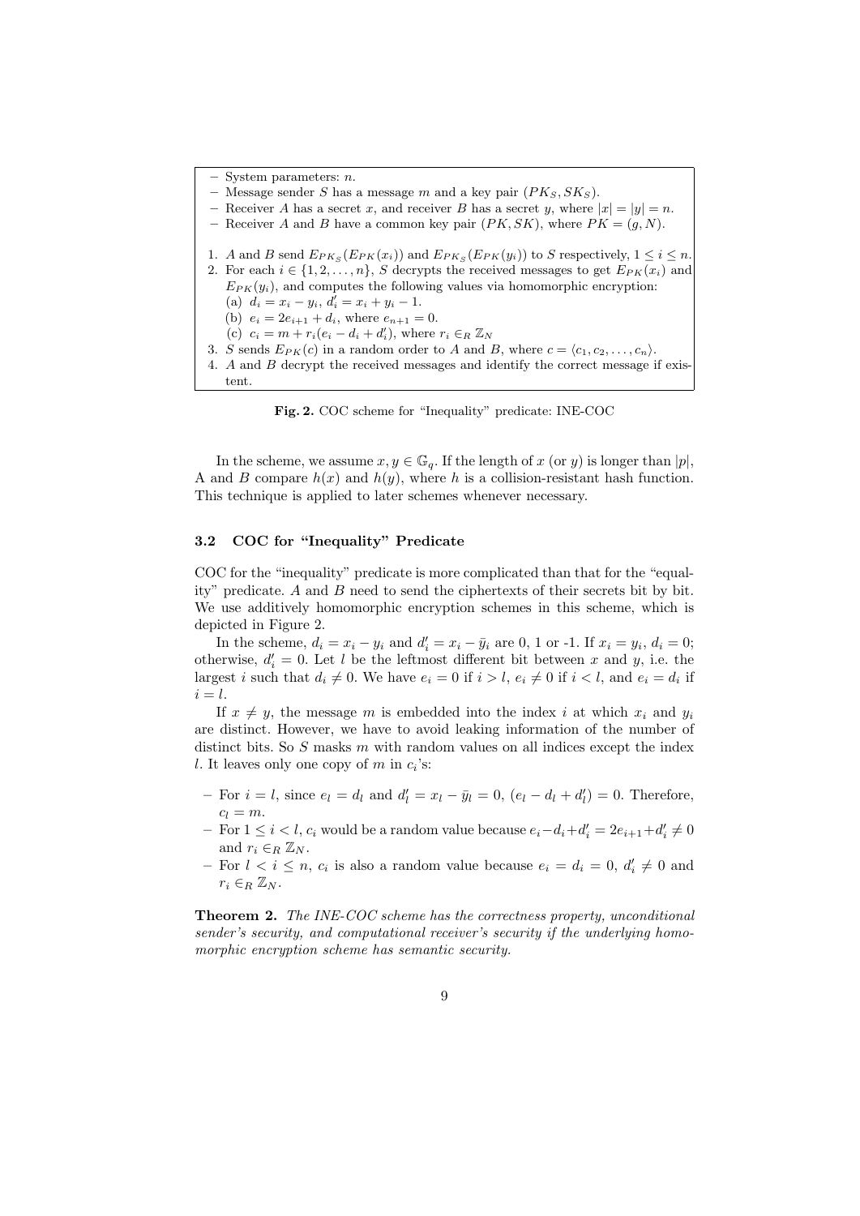- System parameters: $n$.
- Message sender $S$ has a message $m$ and a key pair $(PK_S, SK_S)$.
- Receiver $A$ has a secret $x$, and receiver $B$ has a secret $y$, where $|x| = |y| = n$.
- Receiver $A$ and $B$ have a common key pair $(PK, SK)$, where $PK = (g, N)$.

1. $A$ and $B$ send $E_{PK_S}(E_{PK}(x_i))$ and $E_{PK_S}(E_{PK}(y_i))$ to $S$ respectively, $1 \leq i \leq n$.
2. For each $i \in \{1, 2, \ldots, n\}$, $S$ decrypts the received messages to get $E_{PK}(x_i)$ and $E_{PK}(y_i)$, and computes the following values via homomorphic encryption:
   (a) $d_i = x_i - y_i$, $d'_i = x_i + y_i - 1$.
   (b) $e_i = 2e_{i+1} + d_i$, where $e_{n+1} = 0$.
   (c) $c_i = m + r_i(e_i - d_i + d'_i)$, where $r_i \in_R \mathbb{Z}_N$
3. $S$ sends $E_{PK}(c)$ in a random order to $A$ and $B$, where $c = \langle c_1, c_2, \ldots, c_n \rangle$.
4. $A$ and $B$ decrypt the received messages and identify the correct message if existent.

**Fig. 2.** COC scheme for "Inequality" predicate: INE-COC

In the scheme, we assume $x, y \in \mathbb{G}_q$. If the length of $x$ (or $y$) is longer than $|p|$, A and $B$ compare $h(x)$ and $h(y)$, where $h$ is a collision-resistant hash function. This technique is applied to later schemes whenever necessary.

### 3.2 COC for "Inequality" Predicate

COC for the "inequality" predicate is more complicated than that for the "equality" predicate. $A$ and $B$ need to send the ciphertexts of their secrets bit by bit. We use additively homomorphic encryption schemes in this scheme, which is depicted in Figure 2.

In the scheme, $d_i = x_i - y_i$ and $d'_i = x_i - \bar{y}_i$ are 0, 1 or -1. If $x_i = y_i$, $d_i = 0$; otherwise, $d'_i = 0$. Let $l$ be the leftmost different bit between $x$ and $y$, i.e. the largest $i$ such that $d_i \neq 0$. We have $e_i = 0$ if $i > l$, $e_i \neq 0$ if $i < l$, and $e_i = d_i$ if $i = l$.

If $x \neq y$, the message $m$ is embedded into the index $i$ at which $x_i$ and $y_i$ are distinct. However, we have to avoid leaking information of the number of distinct bits. So $S$ masks $m$ with random values on all indices except the index $l$. It leaves only one copy of $m$ in $c_i$'s:

- For $i = l$, since $e_l = d_l$ and $d'_l = x_l - \bar{y}_l = 0$, $(e_l - d_l + d'_l) = 0$. Therefore, $c_l = m$.
- For $1 \leq i < l$, $c_i$ would be a random value because $e_i - d_i + d'_i = 2e_{i+1} + d'_i \neq 0$ and $r_i \in_R \mathbb{Z}_N$.
- For $l < i \leq n$, $c_i$ is also a random value because $e_i = d_i = 0$, $d'_i \neq 0$ and $r_i \in_R \mathbb{Z}_N$.

**Theorem 2.** *The INE-COC scheme has the correctness property, unconditional sender's security, and computational receiver's security if the underlying homomorphic encryption scheme has semantic security.*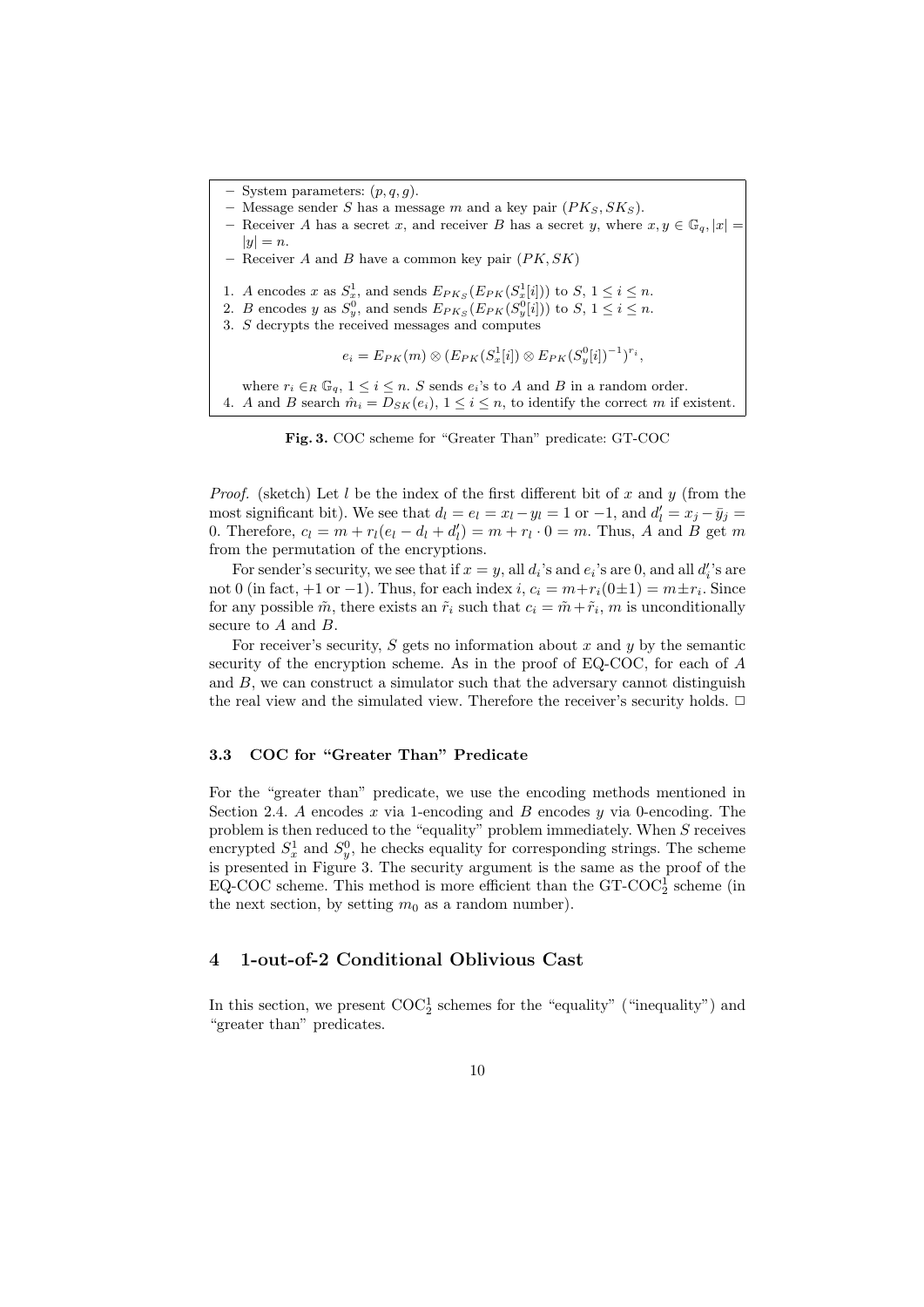- System parameters: $(p, q, g)$.
- Message sender $S$ has a message $m$ and a key pair $(PK_S, SK_S)$.
- Receiver $A$ has a secret $x$, and receiver $B$ has a secret $y$, where $x, y \in \mathbb{G}_q, |x| = |y| = n$.
- Receiver $A$ and $B$ have a common key pair $(PK, SK)$

1. $A$ encodes $x$ as $S_x^1$, and sends $E_{PK_S}(E_{PK}(S_x^1[i]))$ to $S$, $1 \le i \le n$.
2. $B$ encodes $y$ as $S_y^0$, and sends $E_{PK_S}(E_{PK}(S_y^0[i]))$ to $S$, $1 \le i \le n$.
3. $S$ decrypts the received messages and computes

$$e_i = E_{PK}(m) \otimes (E_{PK}(S_x^1[i]) \otimes E_{PK}(S_y^0[i])^{-1})^{r_i},$$

   where $r_i \in_R \mathbb{G}_q$, $1 \le i \le n$. $S$ sends $e_i$'s to $A$ and $B$ in a random order.
4. $A$ and $B$ search $\hat{m}_i = D_{SK}(e_i)$, $1 \le i \le n$, to identify the correct $m$ if existent.

**Fig. 3.** COC scheme for "Greater Than" predicate: GT-COC

*Proof.* (sketch) Let $l$ be the index of the first different bit of $x$ and $y$ (from the most significant bit). We see that $d_l = e_l = x_l - y_l = 1$ or $-1$, and $d'_l = x_j - \bar{y}_j = 0$. Therefore, $c_l = m + r_l(e_l - d_l + d'_l) = m + r_l \cdot 0 = m$. Thus, $A$ and $B$ get $m$ from the permutation of the encryptions.

For sender's security, we see that if $x = y$, all $d_i$'s and $e_i$'s are 0, and all $d'_i$'s are not 0 (in fact, $+1$ or $-1$). Thus, for each index $i$, $c_i = m + r_i(0 \pm 1) = m \pm r_i$. Since for any possible $\tilde{m}$, there exists an $\tilde{r}_i$ such that $c_i = \tilde{m} + \tilde{r}_i$, $m$ is unconditionally secure to $A$ and $B$.

For receiver's security, $S$ gets no information about $x$ and $y$ by the semantic security of the encryption scheme. As in the proof of EQ-COC, for each of $A$ and $B$, we can construct a simulator such that the adversary cannot distinguish the real view and the simulated view. Therefore the receiver's security holds. $\square$

### 3.3 COC for "Greater Than" Predicate

For the "greater than" predicate, we use the encoding methods mentioned in Section 2.4. $A$ encodes $x$ via 1-encoding and $B$ encodes $y$ via 0-encoding. The problem is then reduced to the "equality" problem immediately. When $S$ receives encrypted $S_x^1$ and $S_y^0$, he checks equality for corresponding strings. The scheme is presented in Figure 3. The security argument is the same as the proof of the EQ-COC scheme. This method is more efficient than the GT-COC$_2^1$ scheme (in the next section, by setting $m_0$ as a random number).

## 4 1-out-of-2 Conditional Oblivious Cast

In this section, we present COC$_2^1$ schemes for the "equality" ("inequality") and "greater than" predicates.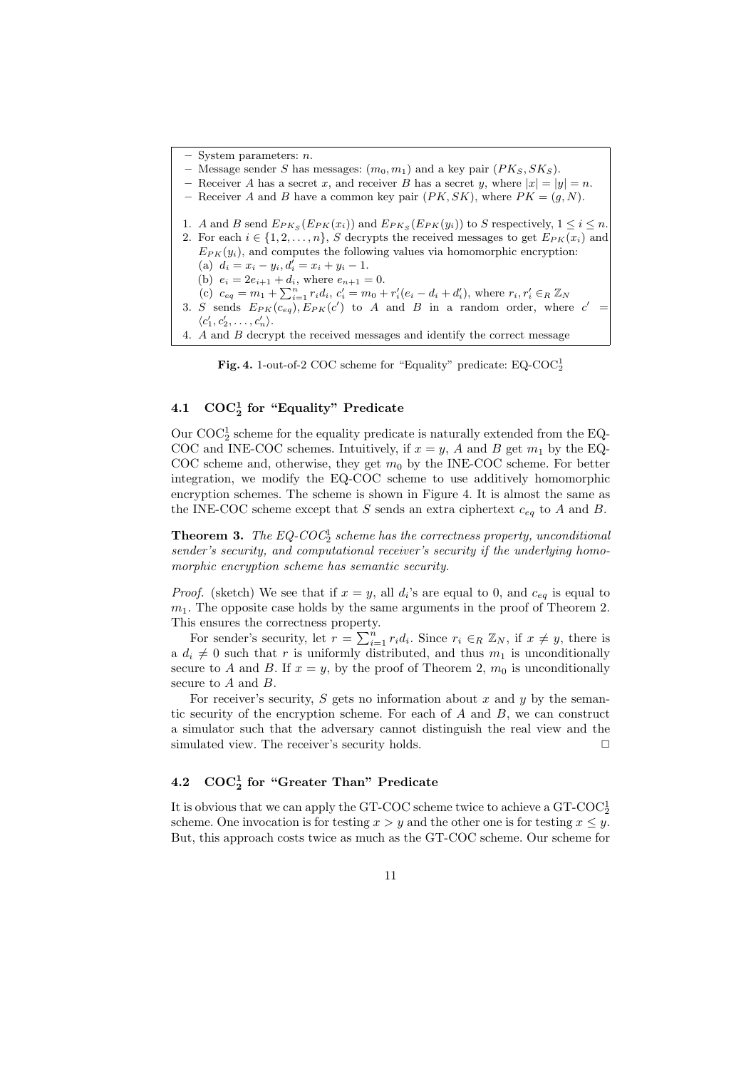- System parameters: $n$.
- Message sender $S$ has messages: $(m_0, m_1)$ and a key pair $(PK_S, SK_S)$.
- Receiver $A$ has a secret $x$, and receiver $B$ has a secret $y$, where $|x| = |y| = n$.
- Receiver $A$ and $B$ have a common key pair $(PK, SK)$, where $PK = (g, N)$.

1. $A$ and $B$ send $E_{PK_S}(E_{PK}(x_i))$ and $E_{PK_S}(E_{PK}(y_i))$ to $S$ respectively, $1 \leq i \leq n$.
2. For each $i \in \{1, 2, \ldots, n\}$, $S$ decrypts the received messages to get $E_{PK}(x_i)$ and $E_{PK}(y_i)$, and computes the following values via homomorphic encryption:
   (a) $d_i = x_i - y_i, d'_i = x_i + y_i - 1$.
   (b) $e_i = 2e_{i+1} + d_i$, where $e_{n+1} = 0$.
   (c) $c_{eq} = m_1 + \sum_{i=1}^{n} r_i d_i$, $c'_i = m_0 + r'_i(e_i - d_i + d'_i)$, where $r_i, r'_i \in_R \mathbb{Z}_N$
3. $S$ sends $E_{PK}(c_{eq}), E_{PK}(c')$ to $A$ and $B$ in a random order, where $c' = \langle c'_1, c'_2, \ldots, c'_n \rangle$.
4. $A$ and $B$ decrypt the received messages and identify the correct message

**Fig. 4.** 1-out-of-2 COC scheme for "Equality" predicate: EQ-$\text{COC}_2^1$

## 4.1 $\mathbf{COC_2^1}$ for "Equality" Predicate

Our $\text{COC}_2^1$ scheme for the equality predicate is naturally extended from the EQ-COC and INE-COC schemes. Intuitively, if $x = y$, $A$ and $B$ get $m_1$ by the EQ-COC scheme and, otherwise, they get $m_0$ by the INE-COC scheme. For better integration, we modify the EQ-COC scheme to use additively homomorphic encryption schemes. The scheme is shown in Figure 4. It is almost the same as the INE-COC scheme except that $S$ sends an extra ciphertext $c_{eq}$ to $A$ and $B$.

**Theorem 3.** *The EQ-$COC_2^1$ scheme has the correctness property, unconditional sender's security, and computational receiver's security if the underlying homomorphic encryption scheme has semantic security.*

*Proof.* (sketch) We see that if $x = y$, all $d_i$'s are equal to 0, and $c_{eq}$ is equal to $m_1$. The opposite case holds by the same arguments in the proof of Theorem 2. This ensures the correctness property.

For sender's security, let $r = \sum_{i=1}^{n} r_i d_i$. Since $r_i \in_R \mathbb{Z}_N$, if $x \neq y$, there is a $d_i \neq 0$ such that $r$ is uniformly distributed, and thus $m_1$ is unconditionally secure to $A$ and $B$. If $x = y$, by the proof of Theorem 2, $m_0$ is unconditionally secure to $A$ and $B$.

For receiver's security, $S$ gets no information about $x$ and $y$ by the semantic security of the encryption scheme. For each of $A$ and $B$, we can construct a simulator such that the adversary cannot distinguish the real view and the simulated view. The receiver's security holds. □

## 4.2 $\mathbf{COC_2^1}$ for "Greater Than" Predicate

It is obvious that we can apply the GT-COC scheme twice to achieve a GT-$\text{COC}_2^1$ scheme. One invocation is for testing $x > y$ and the other one is for testing $x \leq y$. But, this approach costs twice as much as the GT-COC scheme. Our scheme for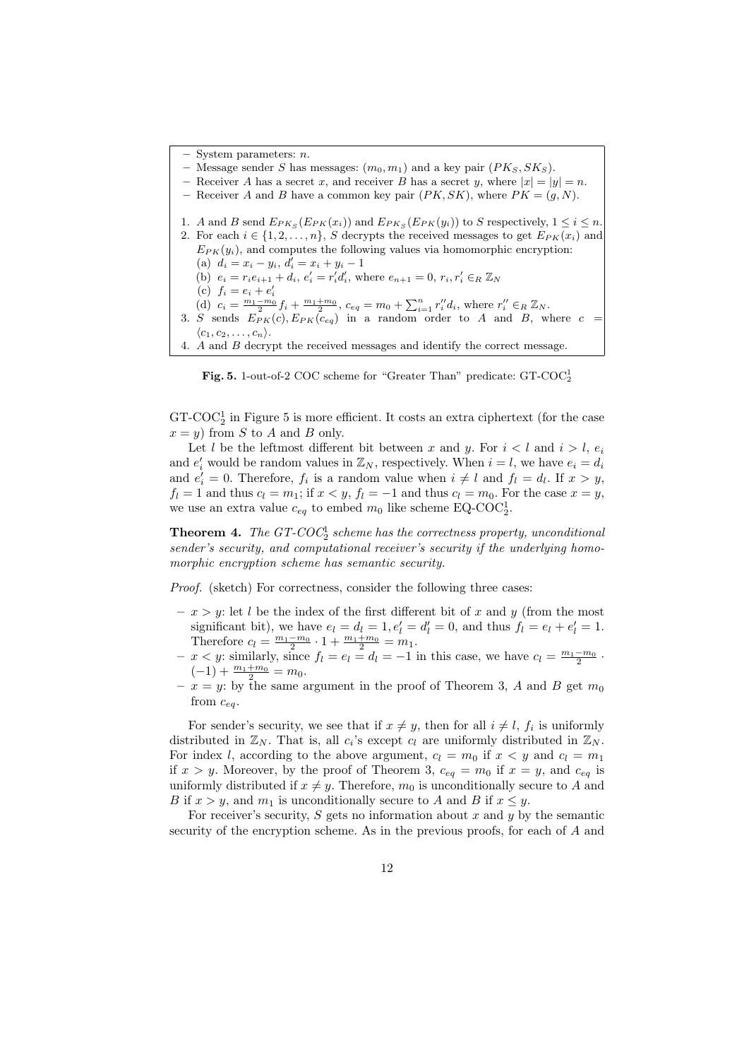- System parameters: $n$.
- Message sender $S$ has messages: $(m_0, m_1)$ and a key pair $(PK_S, SK_S)$.
- Receiver $A$ has a secret $x$, and receiver $B$ has a secret $y$, where $|x| = |y| = n$.
- Receiver $A$ and $B$ have a common key pair $(PK, SK)$, where $PK = (g, N)$.

1. $A$ and $B$ send $E_{PK_S}(E_{PK}(x_i))$ and $E_{PK_S}(E_{PK}(y_i))$ to $S$ respectively, $1 \leq i \leq n$.
2. For each $i \in \{1, 2, \ldots, n\}$, $S$ decrypts the received messages to get $E_{PK}(x_i)$ and $E_{PK}(y_i)$, and computes the following values via homomorphic encryption:
   (a) $d_i = x_i - y_i$, $d'_i = x_i + y_i - 1$
   (b) $e_i = r_i e_{i+1} + d_i$, $e'_i = r'_i d'_i$, where $e_{n+1} = 0$, $r_i, r'_i \in_R \mathbb{Z}_N$
   (c) $f_i = e_i + e'_i$
   (d) $c_i = \frac{m_1 - m_0}{2} f_i + \frac{m_1 + m_0}{2}$, $c_{eq} = m_0 + \sum_{i=1}^{n} r''_i d_i$, where $r''_i \in_R \mathbb{Z}_N$.
3. $S$ sends $E_{PK}(c), E_{PK}(c_{eq})$ in a random order to $A$ and $B$, where $c = \langle c_1, c_2, \ldots, c_n \rangle$.
4. $A$ and $B$ decrypt the received messages and identify the correct message.

**Fig. 5.** 1-out-of-2 COC scheme for "Greater Than" predicate: GT-COC$_2^1$

GT-COC$_2^1$ in Figure 5 is more efficient. It costs an extra ciphertext (for the case $x = y$) from $S$ to $A$ and $B$ only.

Let $l$ be the leftmost different bit between $x$ and $y$. For $i < l$ and $i > l$, $e_i$ and $e'_i$ would be random values in $\mathbb{Z}_N$, respectively. When $i = l$, we have $e_i = d_i$ and $e'_i = 0$. Therefore, $f_i$ is a random value when $i \neq l$ and $f_l = d_l$. If $x > y$, $f_l = 1$ and thus $c_l = m_1$; if $x < y$, $f_l = -1$ and thus $c_l = m_0$. For the case $x = y$, we use an extra value $c_{eq}$ to embed $m_0$ like scheme EQ-COC$_2^1$.

**Theorem 4.** *The GT-COC$_2^1$ scheme has the correctness property, unconditional sender's security, and computational receiver's security if the underlying homomorphic encryption scheme has semantic security.*

*Proof.* (sketch) For correctness, consider the following three cases:

- $x > y$: let $l$ be the index of the first different bit of $x$ and $y$ (from the most significant bit), we have $e_l = d_l = 1, e'_l = d'_l = 0$, and thus $f_l = e_l + e'_l = 1$. Therefore $c_l = \frac{m_1 - m_0}{2} \cdot 1 + \frac{m_1 + m_0}{2} = m_1$.
- $x < y$: similarly, since $f_l = e_l = d_l = -1$ in this case, we have $c_l = \frac{m_1 - m_0}{2} \cdot (-1) + \frac{m_1 + m_0}{2} = m_0$.
- $x = y$: by the same argument in the proof of Theorem 3, $A$ and $B$ get $m_0$ from $c_{eq}$.

For sender's security, we see that if $x \neq y$, then for all $i \neq l$, $f_i$ is uniformly distributed in $\mathbb{Z}_N$. That is, all $c_i$'s except $c_l$ are uniformly distributed in $\mathbb{Z}_N$. For index $l$, according to the above argument, $c_l = m_0$ if $x < y$ and $c_l = m_1$ if $x > y$. Moreover, by the proof of Theorem 3, $c_{eq} = m_0$ if $x = y$, and $c_{eq}$ is uniformly distributed if $x \neq y$. Therefore, $m_0$ is unconditionally secure to $A$ and $B$ if $x > y$, and $m_1$ is unconditionally secure to $A$ and $B$ if $x \leq y$.

For receiver's security, $S$ gets no information about $x$ and $y$ by the semantic security of the encryption scheme. As in the previous proofs, for each of $A$ and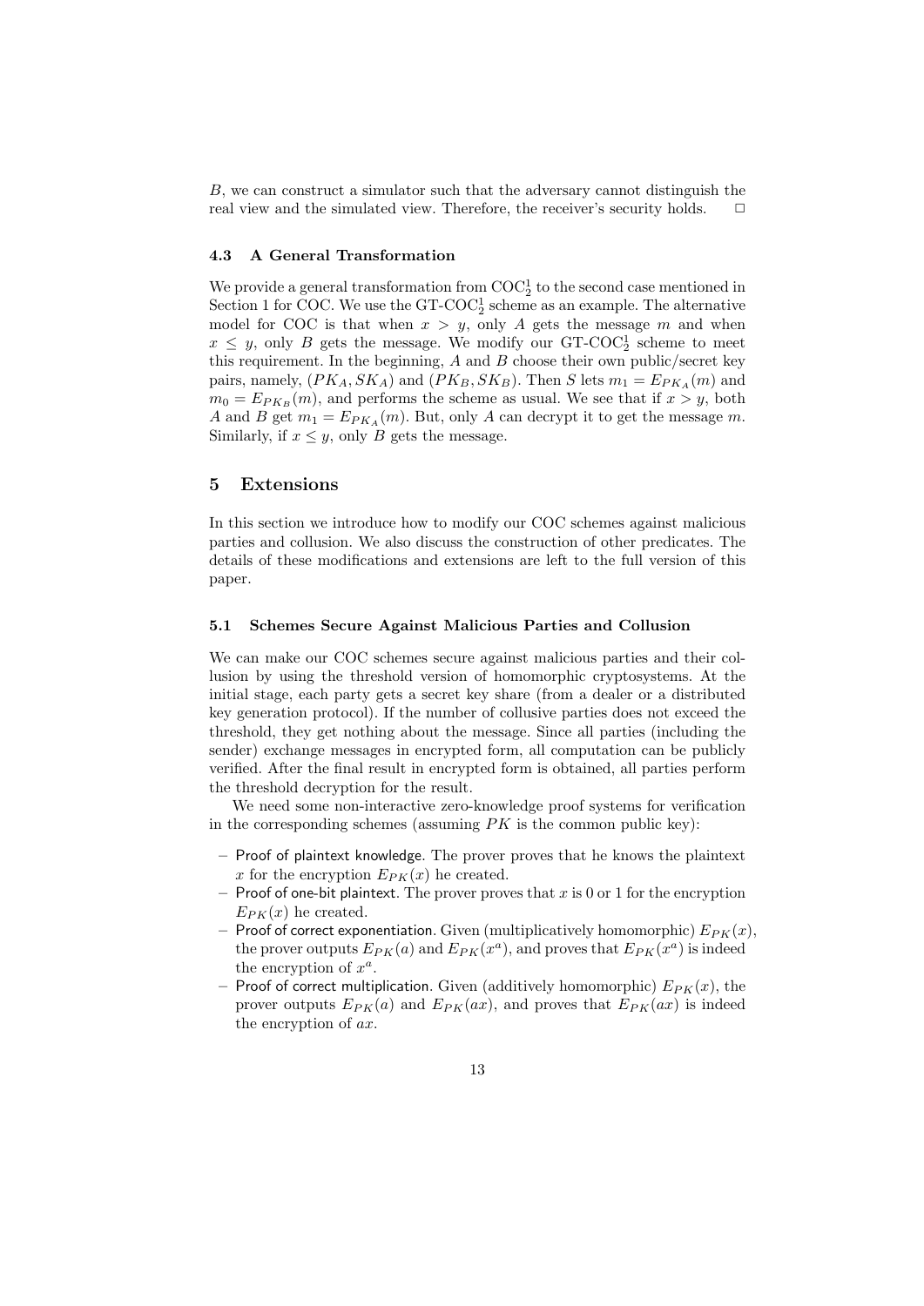$B$, we can construct a simulator such that the adversary cannot distinguish the real view and the simulated view. Therefore, the receiver's security holds. □

### 4.3 A General Transformation

We provide a general transformation from $\mathrm{COC}_2^1$ to the second case mentioned in Section 1 for COC. We use the GT-$\mathrm{COC}_2^1$ scheme as an example. The alternative model for COC is that when $x > y$, only $A$ gets the message $m$ and when $x \leq y$, only $B$ gets the message. We modify our GT-$\mathrm{COC}_2^1$ scheme to meet this requirement. In the beginning, $A$ and $B$ choose their own public/secret key pairs, namely, $(PK_A, SK_A)$ and $(PK_B, SK_B)$. Then $S$ lets $m_1 = E_{PK_A}(m)$ and $m_0 = E_{PK_B}(m)$, and performs the scheme as usual. We see that if $x > y$, both $A$ and $B$ get $m_1 = E_{PK_A}(m)$. But, only $A$ can decrypt it to get the message $m$. Similarly, if $x \leq y$, only $B$ gets the message.

## 5 Extensions

In this section we introduce how to modify our COC schemes against malicious parties and collusion. We also discuss the construction of other predicates. The details of these modifications and extensions are left to the full version of this paper.

### 5.1 Schemes Secure Against Malicious Parties and Collusion

We can make our COC schemes secure against malicious parties and their collusion by using the threshold version of homomorphic cryptosystems. At the initial stage, each party gets a secret key share (from a dealer or a distributed key generation protocol). If the number of collusive parties does not exceed the threshold, they get nothing about the message. Since all parties (including the sender) exchange messages in encrypted form, all computation can be publicly verified. After the final result in encrypted form is obtained, all parties perform the threshold decryption for the result.

We need some non-interactive zero-knowledge proof systems for verification in the corresponding schemes (assuming $PK$ is the common public key):

- Proof of plaintext knowledge. The prover proves that he knows the plaintext $x$ for the encryption $E_{PK}(x)$ he created.
- Proof of one-bit plaintext. The prover proves that $x$ is 0 or 1 for the encryption $E_{PK}(x)$ he created.
- Proof of correct exponentiation. Given (multiplicatively homomorphic) $E_{PK}(x)$, the prover outputs $E_{PK}(a)$ and $E_{PK}(x^a)$, and proves that $E_{PK}(x^a)$ is indeed the encryption of $x^a$.
- Proof of correct multiplication. Given (additively homomorphic) $E_{PK}(x)$, the prover outputs $E_{PK}(a)$ and $E_{PK}(ax)$, and proves that $E_{PK}(ax)$ is indeed the encryption of $ax$.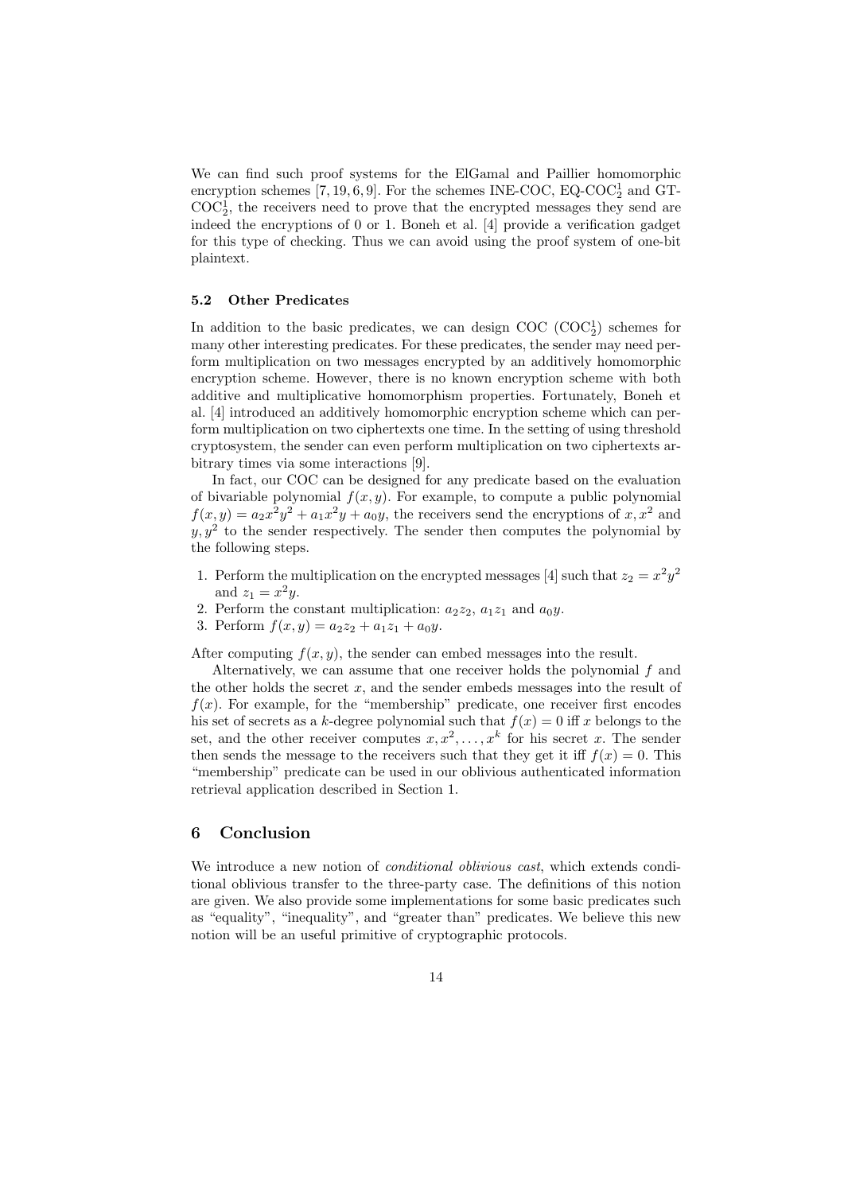We can find such proof systems for the ElGamal and Paillier homomorphic encryption schemes [7, 19, 6, 9]. For the schemes INE-COC, EQ-$\text{COC}_2^1$ and GT-$\text{COC}_2^1$, the receivers need to prove that the encrypted messages they send are indeed the encryptions of 0 or 1. Boneh et al. [4] provide a verification gadget for this type of checking. Thus we can avoid using the proof system of one-bit plaintext.

### 5.2 Other Predicates

In addition to the basic predicates, we can design COC ($\text{COC}_2^1$) schemes for many other interesting predicates. For these predicates, the sender may need perform multiplication on two messages encrypted by an additively homomorphic encryption scheme. However, there is no known encryption scheme with both additive and multiplicative homomorphism properties. Fortunately, Boneh et al. [4] introduced an additively homomorphic encryption scheme which can perform multiplication on two ciphertexts one time. In the setting of using threshold cryptosystem, the sender can even perform multiplication on two ciphertexts arbitrary times via some interactions [9].

In fact, our COC can be designed for any predicate based on the evaluation of bivariable polynomial $f(x, y)$. For example, to compute a public polynomial $f(x, y) = a_2x^2y^2 + a_1x^2y + a_0y$, the receivers send the encryptions of $x, x^2$ and $y, y^2$ to the sender respectively. The sender then computes the polynomial by the following steps.

1. Perform the multiplication on the encrypted messages [4] such that $z_2 = x^2y^2$ and $z_1 = x^2y$.
2. Perform the constant multiplication: $a_2z_2$, $a_1z_1$ and $a_0y$.
3. Perform $f(x, y) = a_2z_2 + a_1z_1 + a_0y$.

After computing $f(x, y)$, the sender can embed messages into the result.

Alternatively, we can assume that one receiver holds the polynomial $f$ and the other holds the secret $x$, and the sender embeds messages into the result of $f(x)$. For example, for the "membership" predicate, one receiver first encodes his set of secrets as a $k$-degree polynomial such that $f(x) = 0$ iff $x$ belongs to the set, and the other receiver computes $x, x^2, \ldots, x^k$ for his secret $x$. The sender then sends the message to the receivers such that they get it iff $f(x) = 0$. This "membership" predicate can be used in our oblivious authenticated information retrieval application described in Section 1.

## 6 Conclusion

We introduce a new notion of *conditional oblivious cast*, which extends conditional oblivious transfer to the three-party case. The definitions of this notion are given. We also provide some implementations for some basic predicates such as "equality", "inequality", and "greater than" predicates. We believe this new notion will be an useful primitive of cryptographic protocols.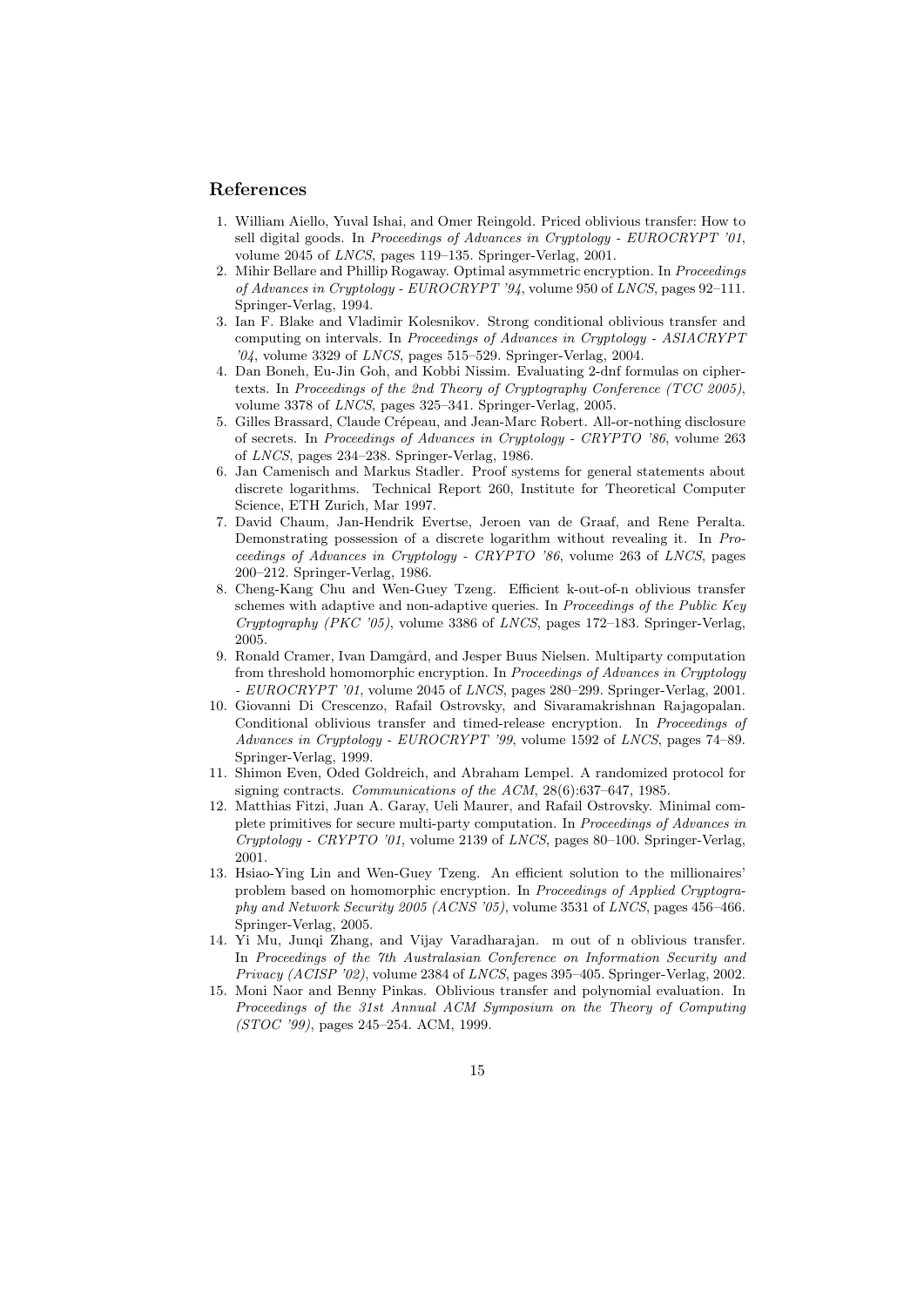## References

1. William Aiello, Yuval Ishai, and Omer Reingold. Priced oblivious transfer: How to sell digital goods. In *Proceedings of Advances in Cryptology - EUROCRYPT '01*, volume 2045 of *LNCS*, pages 119–135. Springer-Verlag, 2001.
2. Mihir Bellare and Phillip Rogaway. Optimal asymmetric encryption. In *Proceedings of Advances in Cryptology - EUROCRYPT '94*, volume 950 of *LNCS*, pages 92–111. Springer-Verlag, 1994.
3. Ian F. Blake and Vladimir Kolesnikov. Strong conditional oblivious transfer and computing on intervals. In *Proceedings of Advances in Cryptology - ASIACRYPT '04*, volume 3329 of *LNCS*, pages 515–529. Springer-Verlag, 2004.
4. Dan Boneh, Eu-Jin Goh, and Kobbi Nissim. Evaluating 2-dnf formulas on ciphertexts. In *Proceedings of the 2nd Theory of Cryptography Conference (TCC 2005)*, volume 3378 of *LNCS*, pages 325–341. Springer-Verlag, 2005.
5. Gilles Brassard, Claude Crépeau, and Jean-Marc Robert. All-or-nothing disclosure of secrets. In *Proceedings of Advances in Cryptology - CRYPTO '86*, volume 263 of *LNCS*, pages 234–238. Springer-Verlag, 1986.
6. Jan Camenisch and Markus Stadler. Proof systems for general statements about discrete logarithms. Technical Report 260, Institute for Theoretical Computer Science, ETH Zurich, Mar 1997.
7. David Chaum, Jan-Hendrik Evertse, Jeroen van de Graaf, and Rene Peralta. Demonstrating possession of a discrete logarithm without revealing it. In *Proceedings of Advances in Cryptology - CRYPTO '86*, volume 263 of *LNCS*, pages 200–212. Springer-Verlag, 1986.
8. Cheng-Kang Chu and Wen-Guey Tzeng. Efficient k-out-of-n oblivious transfer schemes with adaptive and non-adaptive queries. In *Proceedings of the Public Key Cryptography (PKC '05)*, volume 3386 of *LNCS*, pages 172–183. Springer-Verlag, 2005.
9. Ronald Cramer, Ivan Damgård, and Jesper Buus Nielsen. Multiparty computation from threshold homomorphic encryption. In *Proceedings of Advances in Cryptology - EUROCRYPT '01*, volume 2045 of *LNCS*, pages 280–299. Springer-Verlag, 2001.
10. Giovanni Di Crescenzo, Rafail Ostrovsky, and Sivaramakrishnan Rajagopalan. Conditional oblivious transfer and timed-release encryption. In *Proceedings of Advances in Cryptology - EUROCRYPT '99*, volume 1592 of *LNCS*, pages 74–89. Springer-Verlag, 1999.
11. Shimon Even, Oded Goldreich, and Abraham Lempel. A randomized protocol for signing contracts. *Communications of the ACM*, 28(6):637–647, 1985.
12. Matthias Fitzi, Juan A. Garay, Ueli Maurer, and Rafail Ostrovsky. Minimal complete primitives for secure multi-party computation. In *Proceedings of Advances in Cryptology - CRYPTO '01*, volume 2139 of *LNCS*, pages 80–100. Springer-Verlag, 2001.
13. Hsiao-Ying Lin and Wen-Guey Tzeng. An efficient solution to the millionaires' problem based on homomorphic encryption. In *Proceedings of Applied Cryptography and Network Security 2005 (ACNS '05)*, volume 3531 of *LNCS*, pages 456–466. Springer-Verlag, 2005.
14. Yi Mu, Junqi Zhang, and Vijay Varadharajan. m out of n oblivious transfer. In *Proceedings of the 7th Australasian Conference on Information Security and Privacy (ACISP '02)*, volume 2384 of *LNCS*, pages 395–405. Springer-Verlag, 2002.
15. Moni Naor and Benny Pinkas. Oblivious transfer and polynomial evaluation. In *Proceedings of the 31st Annual ACM Symposium on the Theory of Computing (STOC '99)*, pages 245–254. ACM, 1999.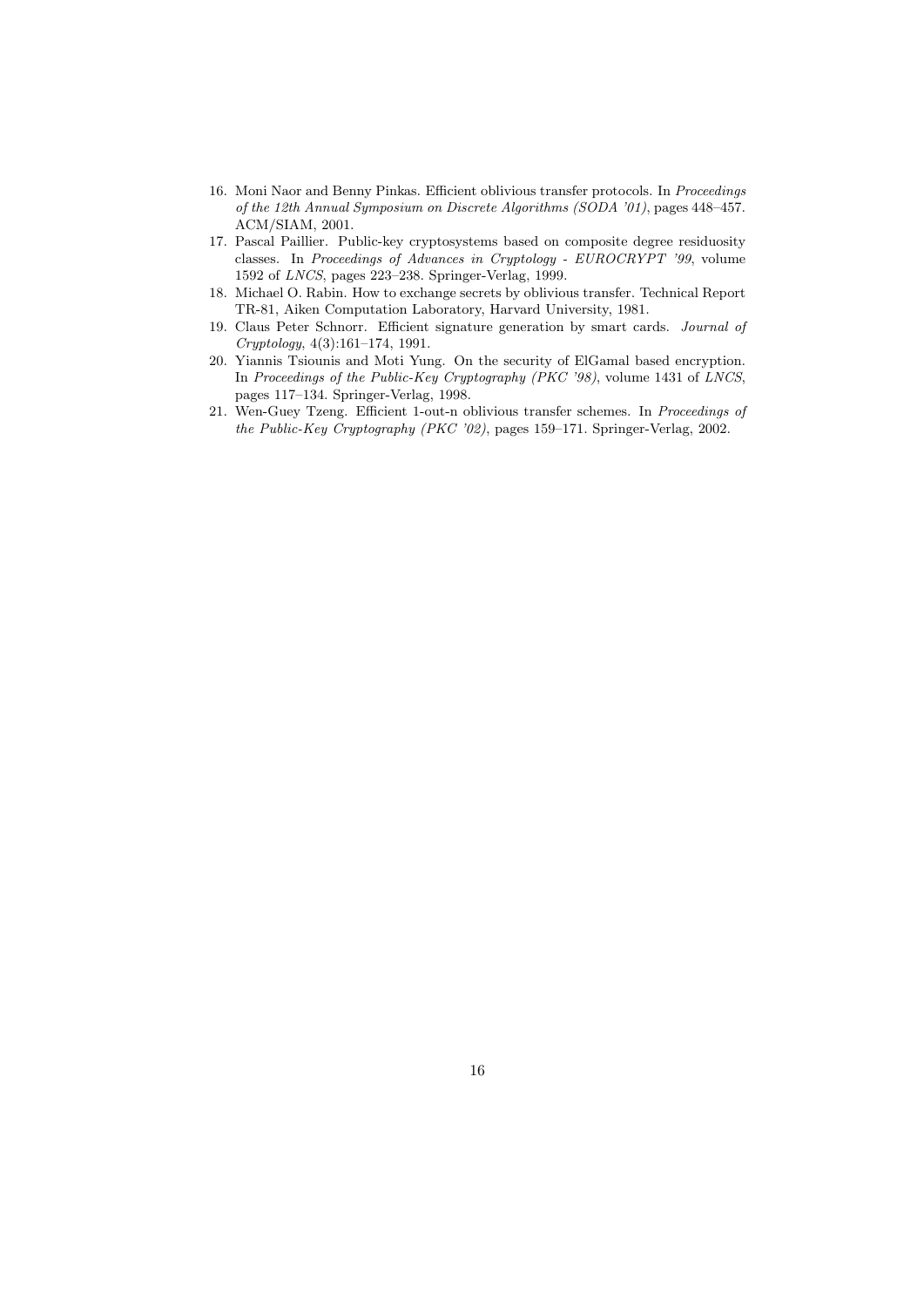16. Moni Naor and Benny Pinkas. Efficient oblivious transfer protocols. In *Proceedings of the 12th Annual Symposium on Discrete Algorithms (SODA '01)*, pages 448–457. ACM/SIAM, 2001.
17. Pascal Paillier. Public-key cryptosystems based on composite degree residuosity classes. In *Proceedings of Advances in Cryptology - EUROCRYPT '99*, volume 1592 of *LNCS*, pages 223–238. Springer-Verlag, 1999.
18. Michael O. Rabin. How to exchange secrets by oblivious transfer. Technical Report TR-81, Aiken Computation Laboratory, Harvard University, 1981.
19. Claus Peter Schnorr. Efficient signature generation by smart cards. *Journal of Cryptology*, 4(3):161–174, 1991.
20. Yiannis Tsiounis and Moti Yung. On the security of ElGamal based encryption. In *Proceedings of the Public-Key Cryptography (PKC '98)*, volume 1431 of *LNCS*, pages 117–134. Springer-Verlag, 1998.
21. Wen-Guey Tzeng. Efficient 1-out-n oblivious transfer schemes. In *Proceedings of the Public-Key Cryptography (PKC '02)*, pages 159–171. Springer-Verlag, 2002.